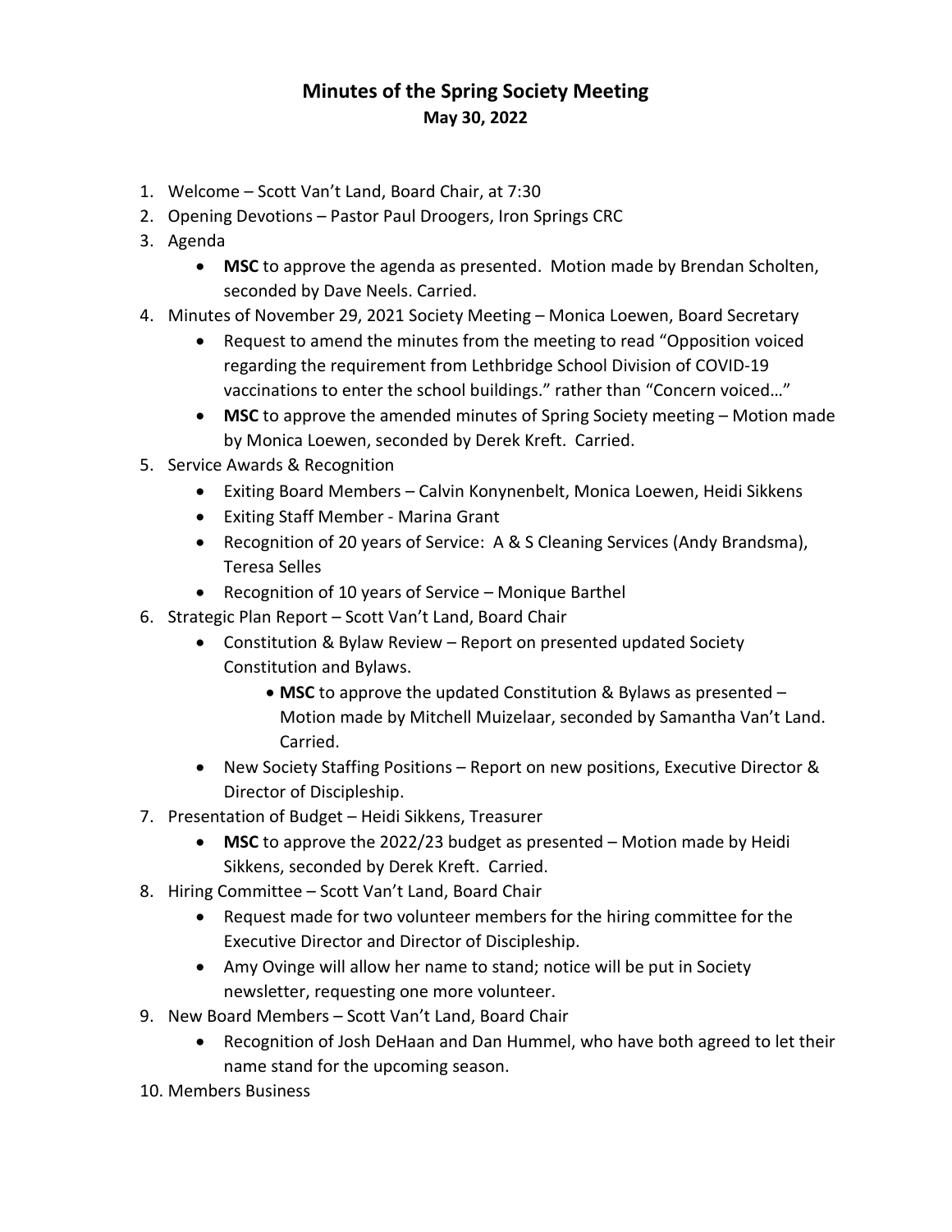# Minutes of the Spring Society Meeting

**May 30, 2022**

1. Welcome – Scott Van't Land, Board Chair, at 7:30
2. Opening Devotions – Pastor Paul Droogers, Iron Springs CRC
3. Agenda
   - **MSC** to approve the agenda as presented. Motion made by Brendan Scholten, seconded by Dave Neels. Carried.
4. Minutes of November 29, 2021 Society Meeting – Monica Loewen, Board Secretary
   - Request to amend the minutes from the meeting to read "Opposition voiced regarding the requirement from Lethbridge School Division of COVID-19 vaccinations to enter the school buildings." rather than "Concern voiced…"
   - **MSC** to approve the amended minutes of Spring Society meeting – Motion made by Monica Loewen, seconded by Derek Kreft. Carried.
5. Service Awards & Recognition
   - Exiting Board Members – Calvin Konynenbelt, Monica Loewen, Heidi Sikkens
   - Exiting Staff Member - Marina Grant
   - Recognition of 20 years of Service: A & S Cleaning Services (Andy Brandsma), Teresa Selles
   - Recognition of 10 years of Service – Monique Barthel
6. Strategic Plan Report – Scott Van't Land, Board Chair
   - Constitution & Bylaw Review – Report on presented updated Society Constitution and Bylaws.
     - **MSC** to approve the updated Constitution & Bylaws as presented – Motion made by Mitchell Muizelaar, seconded by Samantha Van't Land. Carried.
   - New Society Staffing Positions – Report on new positions, Executive Director & Director of Discipleship.
7. Presentation of Budget – Heidi Sikkens, Treasurer
   - **MSC** to approve the 2022/23 budget as presented – Motion made by Heidi Sikkens, seconded by Derek Kreft. Carried.
8. Hiring Committee – Scott Van't Land, Board Chair
   - Request made for two volunteer members for the hiring committee for the Executive Director and Director of Discipleship.
   - Amy Ovinge will allow her name to stand; notice will be put in Society newsletter, requesting one more volunteer.
9. New Board Members – Scott Van't Land, Board Chair
   - Recognition of Josh DeHaan and Dan Hummel, who have both agreed to let their name stand for the upcoming season.
10. Members Business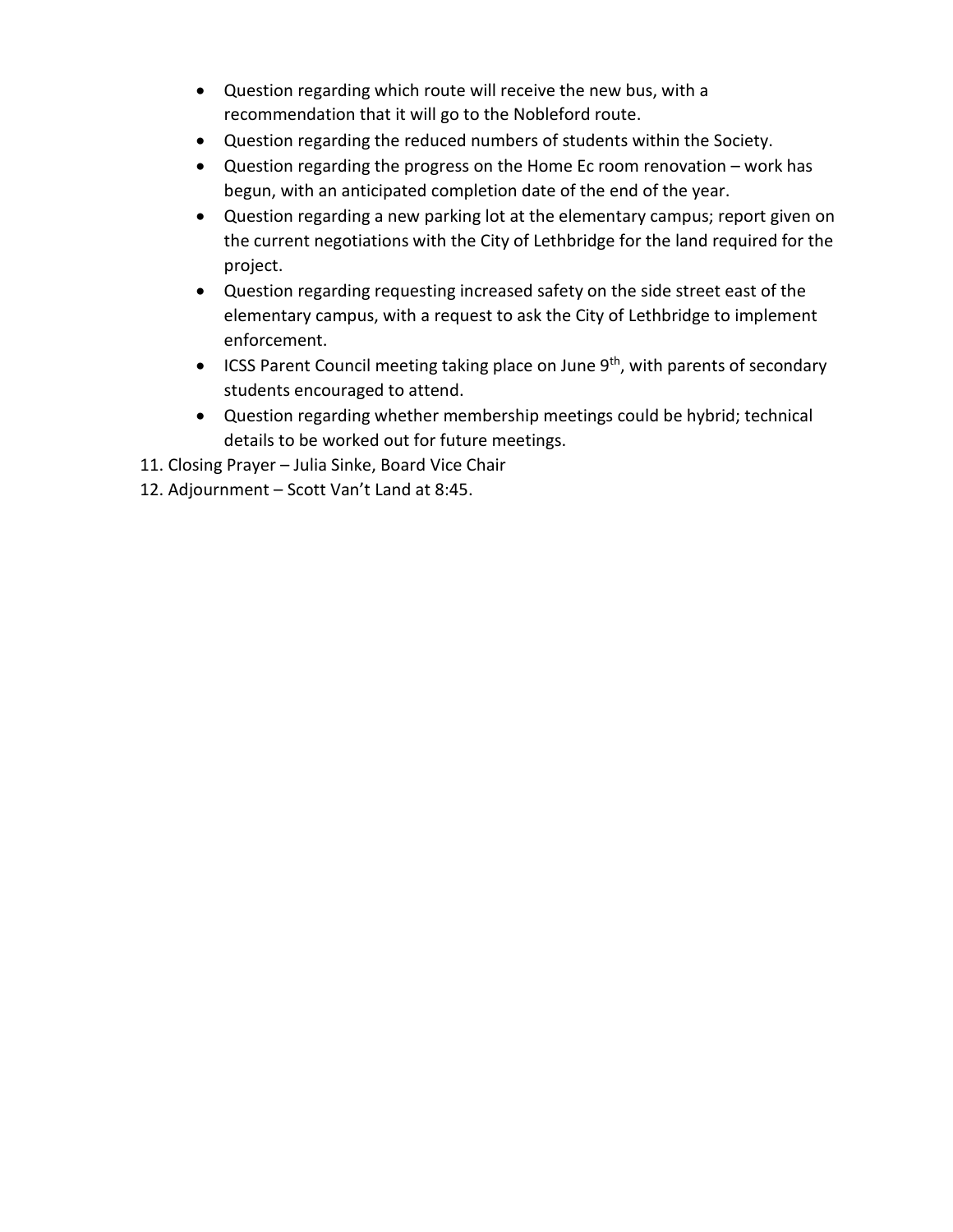- Question regarding which route will receive the new bus, with a recommendation that it will go to the Nobleford route.
- Question regarding the reduced numbers of students within the Society.
- Question regarding the progress on the Home Ec room renovation – work has begun, with an anticipated completion date of the end of the year.
- Question regarding a new parking lot at the elementary campus; report given on the current negotiations with the City of Lethbridge for the land required for the project.
- Question regarding requesting increased safety on the side street east of the elementary campus, with a request to ask the City of Lethbridge to implement enforcement.
- ICSS Parent Council meeting taking place on June 9th, with parents of secondary students encouraged to attend.
- Question regarding whether membership meetings could be hybrid; technical details to be worked out for future meetings.

11. Closing Prayer – Julia Sinke, Board Vice Chair
12. Adjournment – Scott Van't Land at 8:45.